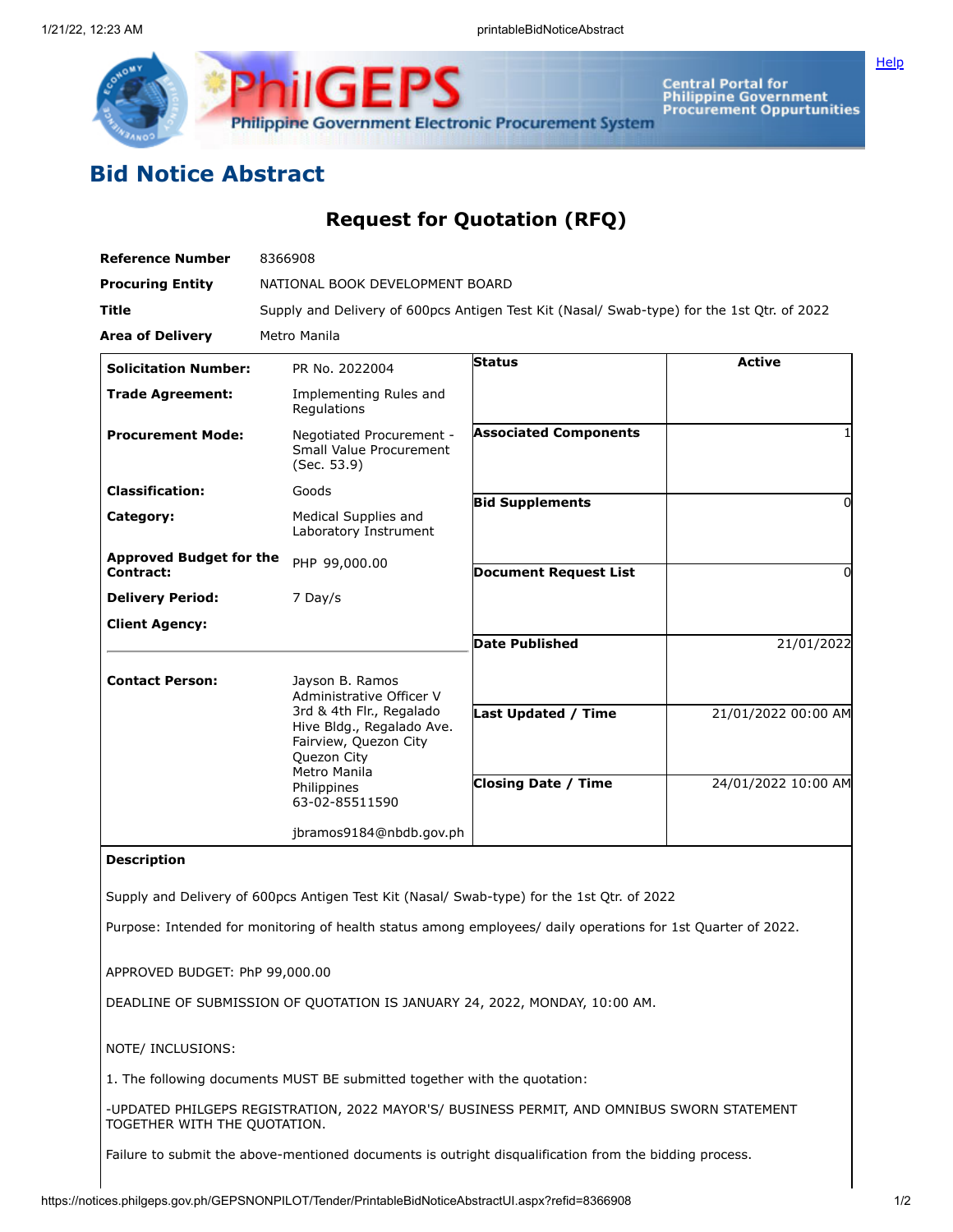# Bid Notice Abstract

## Request for Quotation (RFQ)

| | |
|---|---|
| **Reference Number** | 8366908 |
| **Procuring Entity** | NATIONAL BOOK DEVELOPMENT BOARD |
| **Title** | Supply and Delivery of 600pcs Antigen Test Kit (Nasal/ Swab-type) for the 1st Qtr. of 2022 |
| **Area of Delivery** | Metro Manila |

| | |
|---|---|
| **Solicitation Number:** | PR No. 2022004 |
| **Trade Agreement:** | Implementing Rules and Regulations |
| **Procurement Mode:** | Negotiated Procurement - Small Value Procurement (Sec. 53.9) |
| **Classification:** | Goods |
| **Category:** | Medical Supplies and Laboratory Instrument |
| **Approved Budget for the Contract:** | PHP 99,000.00 |
| **Delivery Period:** | 7 Day/s |
| **Client Agency:** | |
| **Contact Person:** | Jayson B. Ramos<br>Administrative Officer V<br>3rd & 4th Flr., Regalado Hive Bldg., Regalado Ave. Fairview, Quezon City<br>Quezon City<br>Metro Manila<br>Philippines<br>63-02-85511590<br><br>jbramos9184@nbdb.gov.ph |

| | |
|---|---|
| **Status** | Active |
| **Associated Components** | 1 |
| **Bid Supplements** | 0 |
| **Document Request List** | 0 |
| **Date Published** | 21/01/2022 |
| **Last Updated / Time** | 21/01/2022 00:00 AM |
| **Closing Date / Time** | 24/01/2022 10:00 AM |

**Description**

Supply and Delivery of 600pcs Antigen Test Kit (Nasal/ Swab-type) for the 1st Qtr. of 2022

Purpose: Intended for monitoring of health status among employees/ daily operations for 1st Quarter of 2022.

APPROVED BUDGET: PhP 99,000.00

DEADLINE OF SUBMISSION OF QUOTATION IS JANUARY 24, 2022, MONDAY, 10:00 AM.

NOTE/ INCLUSIONS:

1. The following documents MUST BE submitted together with the quotation:

-UPDATED PHILGEPS REGISTRATION, 2022 MAYOR'S/ BUSINESS PERMIT, AND OMNIBUS SWORN STATEMENT TOGETHER WITH THE QUOTATION.

Failure to submit the above-mentioned documents is outright disqualification from the bidding process.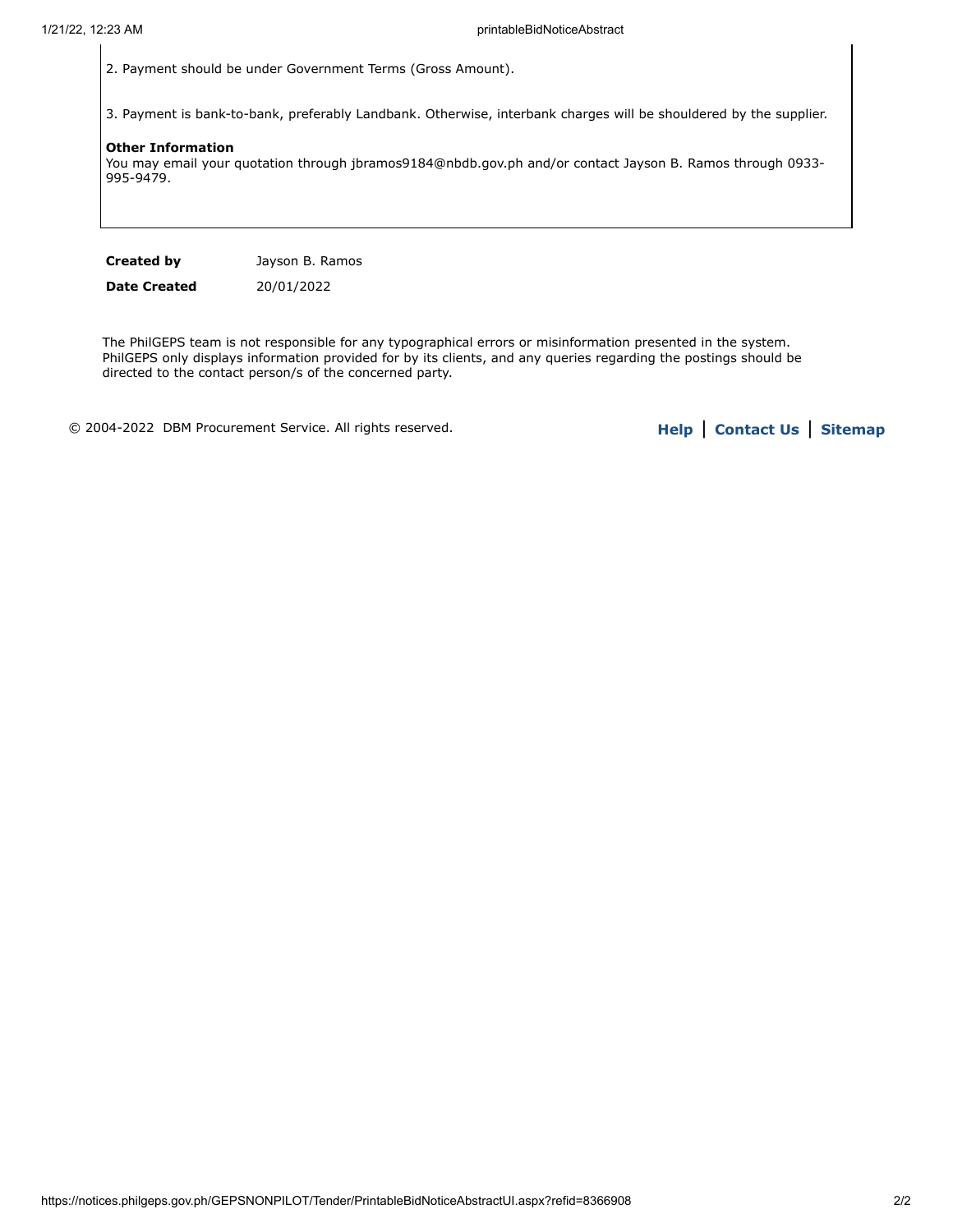2. Payment should be under Government Terms (Gross Amount).

3. Payment is bank-to-bank, preferably Landbank. Otherwise, interbank charges will be shouldered by the supplier.

**Other Information**
You may email your quotation through jbramos9184@nbdb.gov.ph and/or contact Jayson B. Ramos through 0933-995-9479.

| | |
|---|---|
| **Created by** | Jayson B. Ramos |
| **Date Created** | 20/01/2022 |

The PhilGEPS team is not responsible for any typographical errors or misinformation presented in the system. PhilGEPS only displays information provided for by its clients, and any queries regarding the postings should be directed to the contact person/s of the concerned party.

© 2004-2022 DBM Procurement Service. All rights reserved.

**Help** | **Contact Us** | **Sitemap**